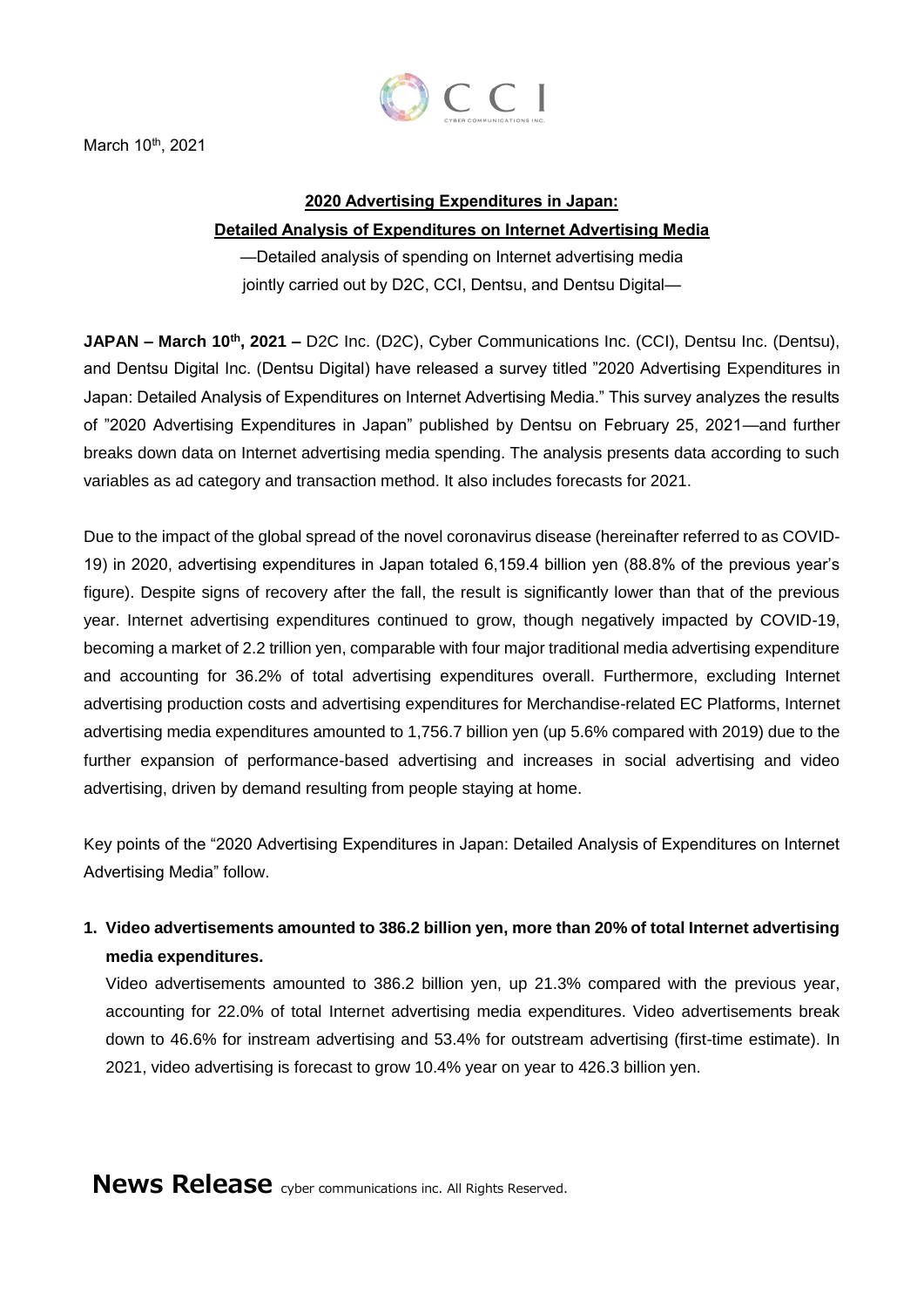March 10th, 2021

## 2020 Advertising Expenditures in Japan: Detailed Analysis of Expenditures on Internet Advertising Media

—Detailed analysis of spending on Internet advertising media jointly carried out by D2C, CCI, Dentsu, and Dentsu Digital—

**JAPAN – March 10th, 2021 –** D2C Inc. (D2C), Cyber Communications Inc. (CCI), Dentsu Inc. (Dentsu), and Dentsu Digital Inc. (Dentsu Digital) have released a survey titled "2020 Advertising Expenditures in Japan: Detailed Analysis of Expenditures on Internet Advertising Media." This survey analyzes the results of "2020 Advertising Expenditures in Japan" published by Dentsu on February 25, 2021—and further breaks down data on Internet advertising media spending. The analysis presents data according to such variables as ad category and transaction method. It also includes forecasts for 2021.

Due to the impact of the global spread of the novel coronavirus disease (hereinafter referred to as COVID-19) in 2020, advertising expenditures in Japan totaled 6,159.4 billion yen (88.8% of the previous year's figure). Despite signs of recovery after the fall, the result is significantly lower than that of the previous year. Internet advertising expenditures continued to grow, though negatively impacted by COVID-19, becoming a market of 2.2 trillion yen, comparable with four major traditional media advertising expenditure and accounting for 36.2% of total advertising expenditures overall. Furthermore, excluding Internet advertising production costs and advertising expenditures for Merchandise-related EC Platforms, Internet advertising media expenditures amounted to 1,756.7 billion yen (up 5.6% compared with 2019) due to the further expansion of performance-based advertising and increases in social advertising and video advertising, driven by demand resulting from people staying at home.

Key points of the "2020 Advertising Expenditures in Japan: Detailed Analysis of Expenditures on Internet Advertising Media" follow.

1. **Video advertisements amounted to 386.2 billion yen, more than 20% of total Internet advertising media expenditures.**

   Video advertisements amounted to 386.2 billion yen, up 21.3% compared with the previous year, accounting for 22.0% of total Internet advertising media expenditures. Video advertisements break down to 46.6% for instream advertising and 53.4% for outstream advertising (first-time estimate). In 2021, video advertising is forecast to grow 10.4% year on year to 426.3 billion yen.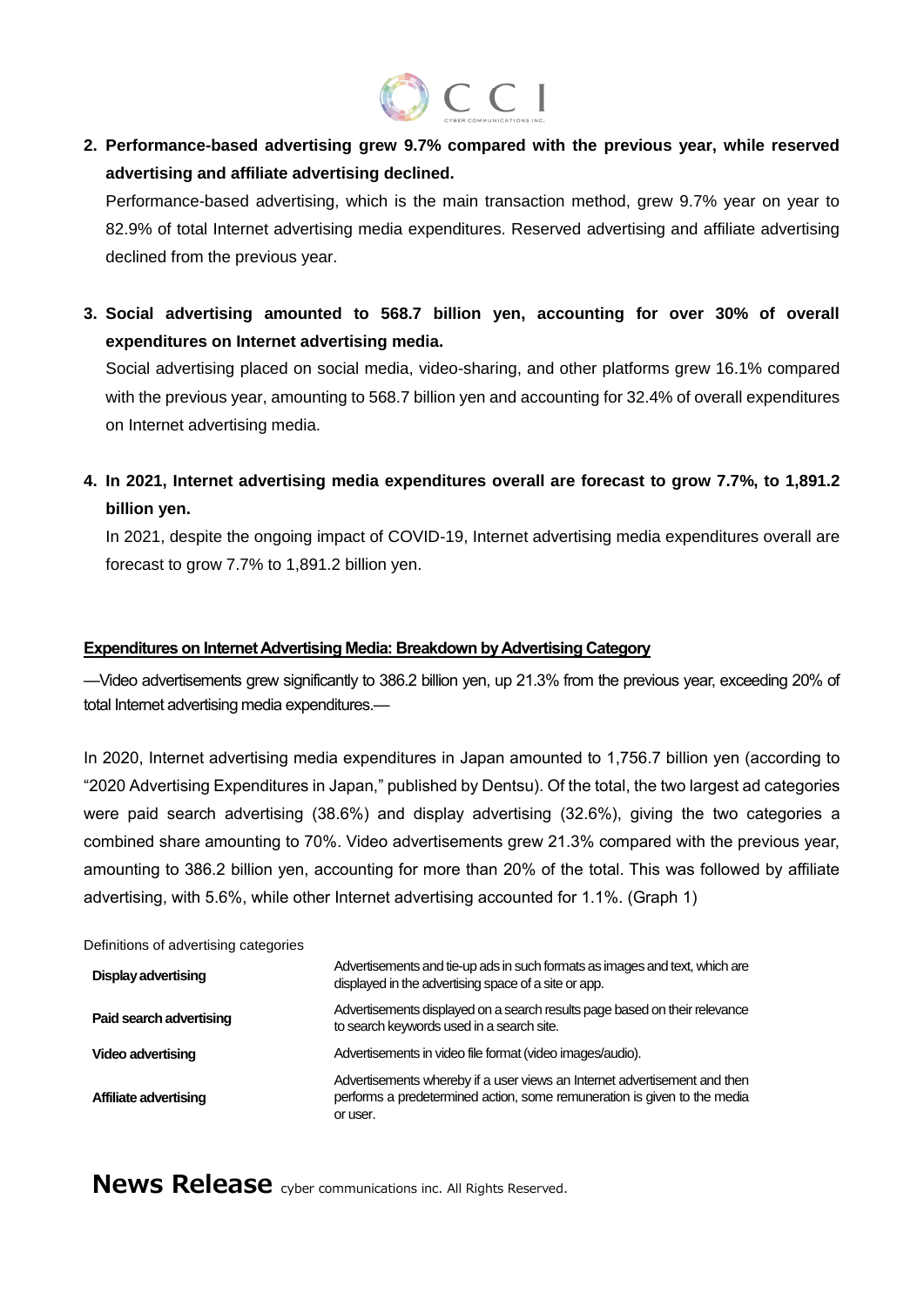2. **Performance-based advertising grew 9.7% compared with the previous year, while reserved advertising and affiliate advertising declined.**

   Performance-based advertising, which is the main transaction method, grew 9.7% year on year to 82.9% of total Internet advertising media expenditures. Reserved advertising and affiliate advertising declined from the previous year.

3. **Social advertising amounted to 568.7 billion yen, accounting for over 30% of overall expenditures on Internet advertising media.**

   Social advertising placed on social media, video-sharing, and other platforms grew 16.1% compared with the previous year, amounting to 568.7 billion yen and accounting for 32.4% of overall expenditures on Internet advertising media.

4. **In 2021, Internet advertising media expenditures overall are forecast to grow 7.7%, to 1,891.2 billion yen.**

   In 2021, despite the ongoing impact of COVID-19, Internet advertising media expenditures overall are forecast to grow 7.7% to 1,891.2 billion yen.

**Expenditures on Internet Advertising Media: Breakdown by Advertising Category**

—Video advertisements grew significantly to 386.2 billion yen, up 21.3% from the previous year, exceeding 20% of total Internet advertising media expenditures.—

In 2020, Internet advertising media expenditures in Japan amounted to 1,756.7 billion yen (according to "2020 Advertising Expenditures in Japan," published by Dentsu). Of the total, the two largest ad categories were paid search advertising (38.6%) and display advertising (32.6%), giving the two categories a combined share amounting to 70%. Video advertisements grew 21.3% compared with the previous year, amounting to 386.2 billion yen, accounting for more than 20% of the total. This was followed by affiliate advertising, with 5.6%, while other Internet advertising accounted for 1.1%. (Graph 1)

Definitions of advertising categories

| | |
|---|---|
| **Display advertising** | Advertisements and tie-up ads in such formats as images and text, which are displayed in the advertising space of a site or app. |
| **Paid search advertising** | Advertisements displayed on a search results page based on their relevance to search keywords used in a search site. |
| **Video advertising** | Advertisements in video file format (video images/audio). |
| **Affiliate advertising** | Advertisements whereby if a user views an Internet advertisement and then performs a predetermined action, some remuneration is given to the media or user. |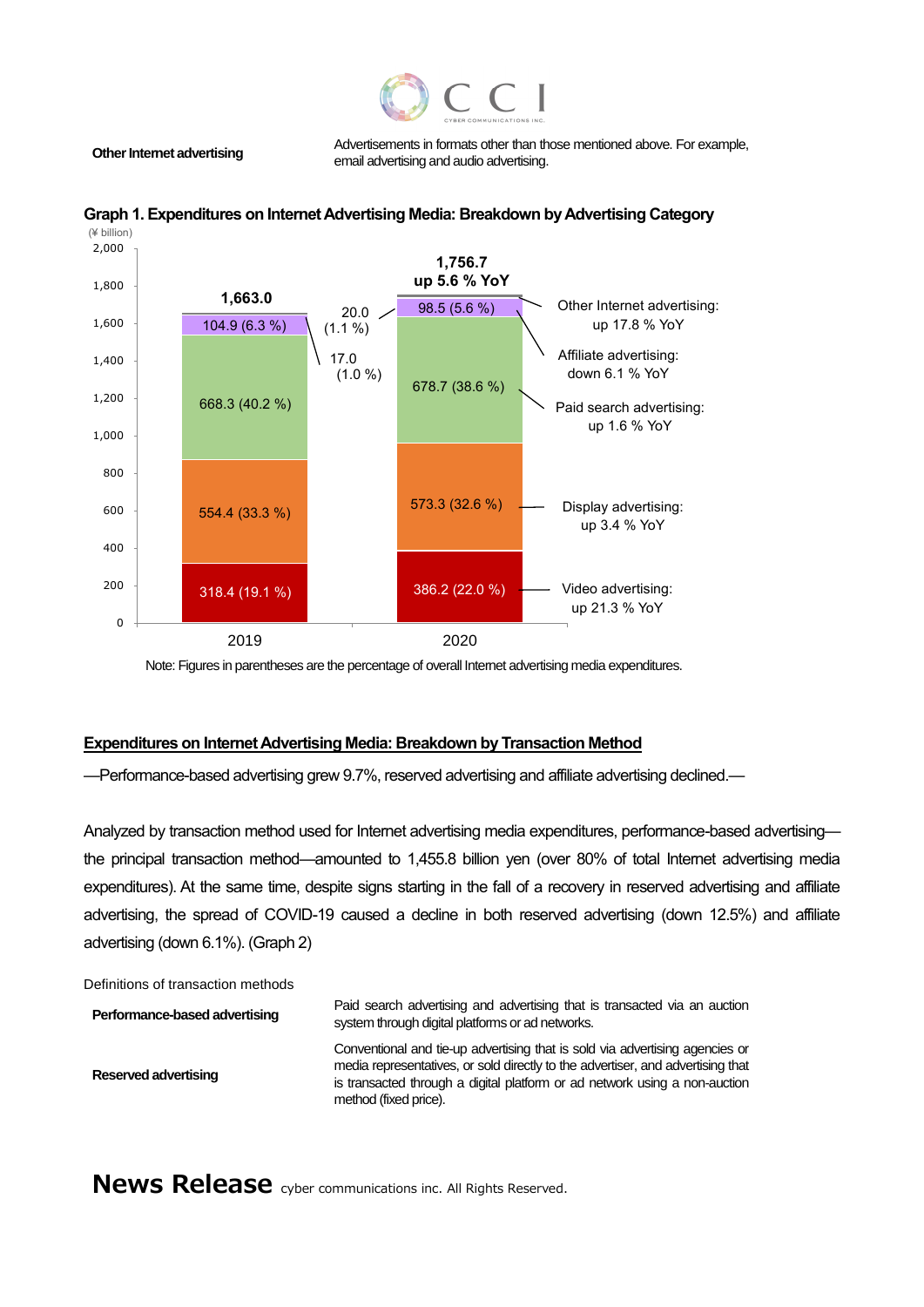| | |
|---|---|
| **Other Internet advertising** | Advertisements in formats other than those mentioned above. For example, email advertising and audio advertising. |

**Graph 1. Expenditures on Internet Advertising Media: Breakdown by Advertising Category**

(¥ billion)

| Category | 2019 | 2020 | YoY |
|---|---|---|---|
| Other Internet advertising | 17.0 (1.0 %) | 20.0 (1.1 %) | up 17.8 % YoY |
| Affiliate advertising | 104.9 (6.3 %) | 98.5 (5.6 %) | down 6.1 % YoY |
| Paid search advertising | 668.3 (40.2 %) | 678.7 (38.6 %) | up 1.6 % YoY |
| Display advertising | 554.4 (33.3 %) | 573.3 (32.6 %) | up 3.4 % YoY |
| Video advertising | 318.4 (19.1 %) | 386.2 (22.0 %) | up 21.3 % YoY |
| Total | 1,663.0 | 1,756.7 | up 5.6 % YoY |

Note: Figures in parentheses are the percentage of overall Internet advertising media expenditures.

## Expenditures on Internet Advertising Media: Breakdown by Transaction Method

—Performance-based advertising grew 9.7%, reserved advertising and affiliate advertising declined.—

Analyzed by transaction method used for Internet advertising media expenditures, performance-based advertising—the principal transaction method—amounted to 1,455.8 billion yen (over 80% of total Internet advertising media expenditures). At the same time, despite signs starting in the fall of a recovery in reserved advertising and affiliate advertising, the spread of COVID-19 caused a decline in both reserved advertising (down 12.5%) and affiliate advertising (down 6.1%). (Graph 2)

Definitions of transaction methods

| | |
|---|---|
| **Performance-based advertising** | Paid search advertising and advertising that is transacted via an auction system through digital platforms or ad networks. |
| **Reserved advertising** | Conventional and tie-up advertising that is sold via advertising agencies or media representatives, or sold directly to the advertiser, and advertising that is transacted through a digital platform or ad network using a non-auction method (fixed price). |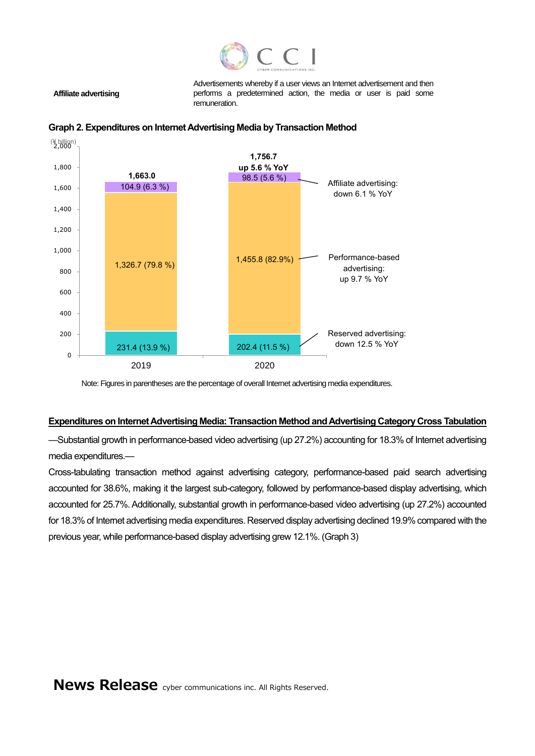| | |
|---|---|
| **Affiliate advertising** | Advertisements whereby if a user views an Internet advertisement and then performs a predetermined action, the media or user is paid some remuneration. |

**Graph 2. Expenditures on Internet Advertising Media by Transaction Method**

(¥ billion)

| | 2019 | 2020 |
|---|---|---|
| Affiliate advertising | 104.9 (6.3 %) | 98.5 (5.6 %) |
| Performance-based advertising | 1,326.7 (79.8 %) | 1,455.8 (82.9%) |
| Reserved advertising | 231.4 (13.9 %) | 202.4 (11.5 %) |
| Total | 1,663.0 | 1,756.7 up 5.6 % YoY |

Affiliate advertising: down 6.1 % YoY

Performance-based advertising: up 9.7 % YoY

Reserved advertising: down 12.5 % YoY

Note: Figures in parentheses are the percentage of overall Internet advertising media expenditures.

## Expenditures on Internet Advertising Media: Transaction Method and Advertising Category Cross Tabulation

—Substantial growth in performance-based video advertising (up 27.2%) accounting for 18.3% of Internet advertising media expenditures.—

Cross-tabulating transaction method against advertising category, performance-based paid search advertising accounted for 38.6%, making it the largest sub-category, followed by performance-based display advertising, which accounted for 25.7%. Additionally, substantial growth in performance-based video advertising (up 27.2%) accounted for 18.3% of Internet advertising media expenditures. Reserved display advertising declined 19.9% compared with the previous year, while performance-based display advertising grew 12.1%. (Graph 3)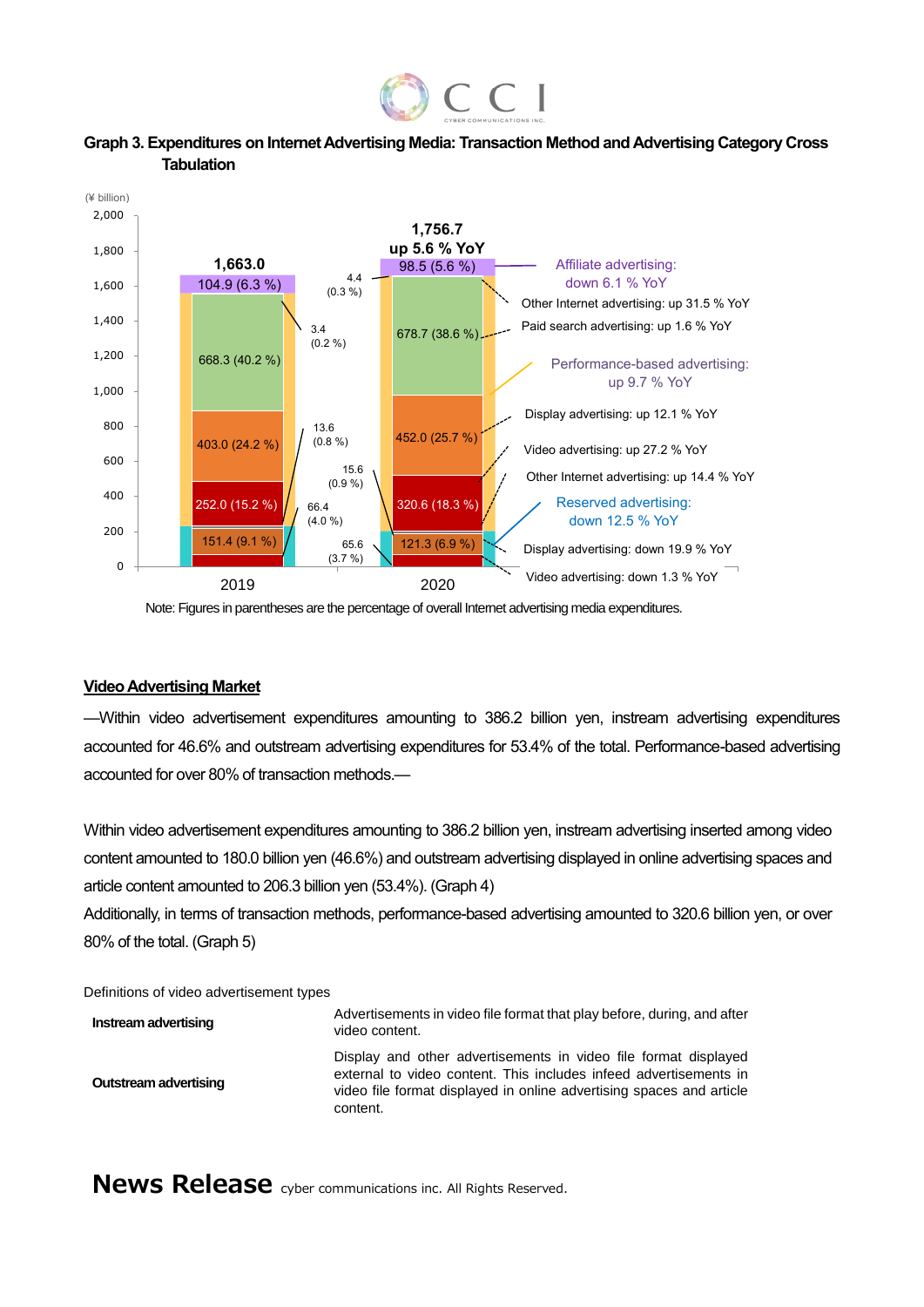### Graph 3. Expenditures on Internet Advertising Media: Transaction Method and Advertising Category Cross Tabulation

(¥ billion)

| Category | 2019 | 2020 | YoY |
|---|---|---|---|
| Total | 1,663.0 | 1,756.7 | up 5.6 % YoY |
| Affiliate advertising | 104.9 (6.3 %) | 98.5 (5.6 %) | down 6.1 % YoY |
| Performance-based advertising: Other Internet advertising | 3.4 (0.2 %) | 4.4 (0.3 %) | up 31.5 % YoY |
| Performance-based advertising: Paid search advertising | 668.3 (40.2 %) | 678.7 (38.6 %) | up 1.6 % YoY |
| Performance-based advertising: Display advertising | 403.0 (24.2 %) | 452.0 (25.7 %) | up 12.1 % YoY |
| Performance-based advertising: Video advertising | 252.0 (15.2 %) | 320.6 (18.3 %) | up 27.2 % YoY |
| Reserved advertising: Other Internet advertising | 13.6 (0.8 %) | 15.6 (0.9 %) | up 14.4 % YoY |
| Reserved advertising: Display advertising | 151.4 (9.1 %) | 121.3 (6.9 %) | down 19.9 % YoY |
| Reserved advertising: Video advertising | 66.4 (4.0 %) | 65.6 (3.7 %) | down 1.3 % YoY |

Performance-based advertising: up 9.7 % YoY

Reserved advertising: down 12.5 % YoY

Note: Figures in parentheses are the percentage of overall Internet advertising media expenditures.

## Video Advertising Market

—Within video advertisement expenditures amounting to 386.2 billion yen, instream advertising expenditures accounted for 46.6% and outstream advertising expenditures for 53.4% of the total. Performance-based advertising accounted for over 80% of transaction methods.—

Within video advertisement expenditures amounting to 386.2 billion yen, instream advertising inserted among video content amounted to 180.0 billion yen (46.6%) and outstream advertising displayed in online advertising spaces and article content amounted to 206.3 billion yen (53.4%). (Graph 4)

Additionally, in terms of transaction methods, performance-based advertising amounted to 320.6 billion yen, or over 80% of the total. (Graph 5)

Definitions of video advertisement types

| Type | Definition |
|---|---|
| **Instream advertising** | Advertisements in video file format that play before, during, and after video content. |
| **Outstream advertising** | Display and other advertisements in video file format displayed external to video content. This includes infeed advertisements in video file format displayed in online advertising spaces and article content. |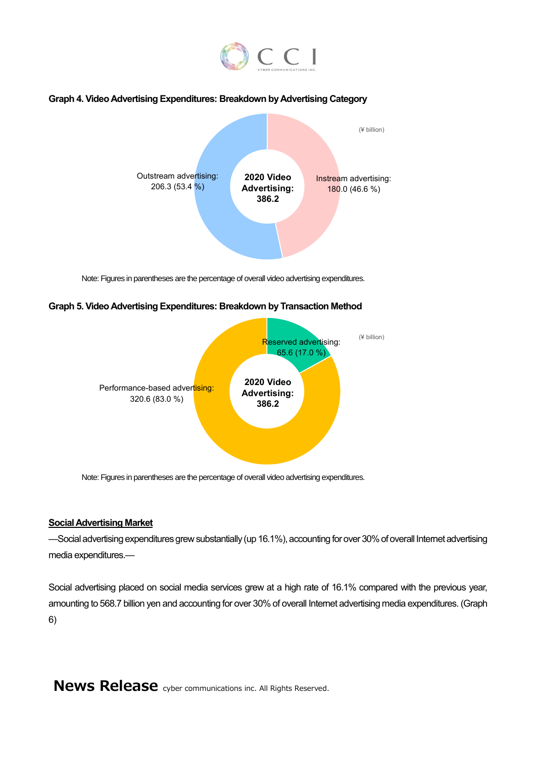**Graph 4. Video Advertising Expenditures: Breakdown by Advertising Category**

(¥ billion)

2020 Video Advertising: 386.2

Outstream advertising: 206.3 (53.4 %)

Instream advertising: 180.0 (46.6 %)

Note: Figures in parentheses are the percentage of overall video advertising expenditures.

**Graph 5. Video Advertising Expenditures: Breakdown by Transaction Method**

(¥ billion)

2020 Video Advertising: 386.2

Reserved advertising: 65.6 (17.0 %)

Performance-based advertising: 320.6 (83.0 %)

Note: Figures in parentheses are the percentage of overall video advertising expenditures.

**Social Advertising Market**

—Social advertising expenditures grew substantially (up 16.1%), accounting for over 30% of overall Internet advertising media expenditures.—

Social advertising placed on social media services grew at a high rate of 16.1% compared with the previous year, amounting to 568.7 billion yen and accounting for over 30% of overall Internet advertising media expenditures. (Graph 6)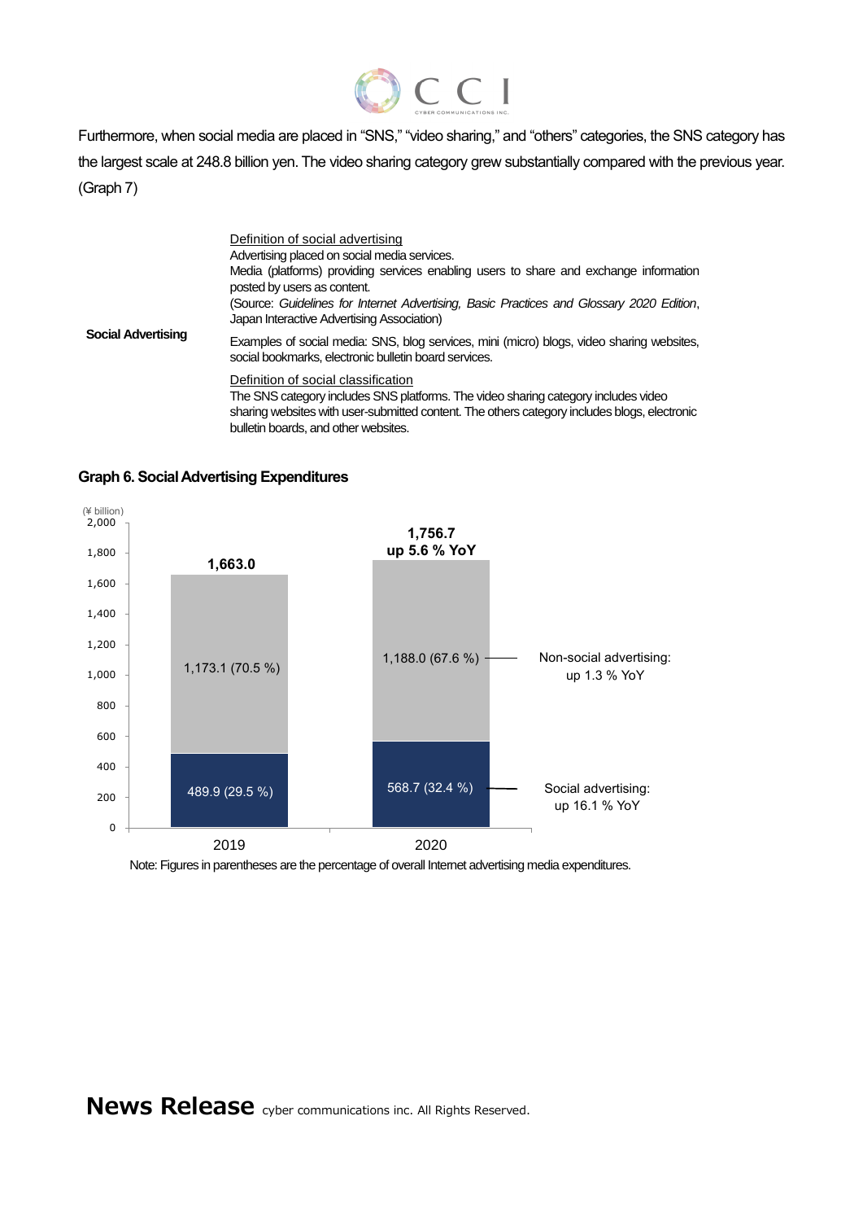Furthermore, when social media are placed in "SNS," "video sharing," and "others" categories, the SNS category has the largest scale at 248.8 billion yen. The video sharing category grew substantially compared with the previous year. (Graph 7)

| | |
|---|---|
| **Social Advertising** | Definition of social advertising<br>Advertising placed on social media services.<br>Media (platforms) providing services enabling users to share and exchange information posted by users as content.<br>(Source: *Guidelines for Internet Advertising, Basic Practices and Glossary 2020 Edition*, Japan Interactive Advertising Association)<br><br>Examples of social media: SNS, blog services, mini (micro) blogs, video sharing websites, social bookmarks, electronic bulletin board services.<br><br>Definition of social classification<br>The SNS category includes SNS platforms. The video sharing category includes video sharing websites with user-submitted content. The others category includes blogs, electronic bulletin boards, and other websites. |

### Graph 6. Social Advertising Expenditures

(¥ billion)

| | 2019 | 2020 |
|---|---|---|
| Non-social advertising | 1,173.1 (70.5 %) | 1,188.0 (67.6 %) |
| Social advertising | 489.9 (29.5 %) | 568.7 (32.4 %) |
| Total | 1,663.0 | 1,756.7 (up 5.6 % YoY) |

Non-social advertising: up 1.3 % YoY

Social advertising: up 16.1 % YoY

Note: Figures in parentheses are the percentage of overall Internet advertising media expenditures.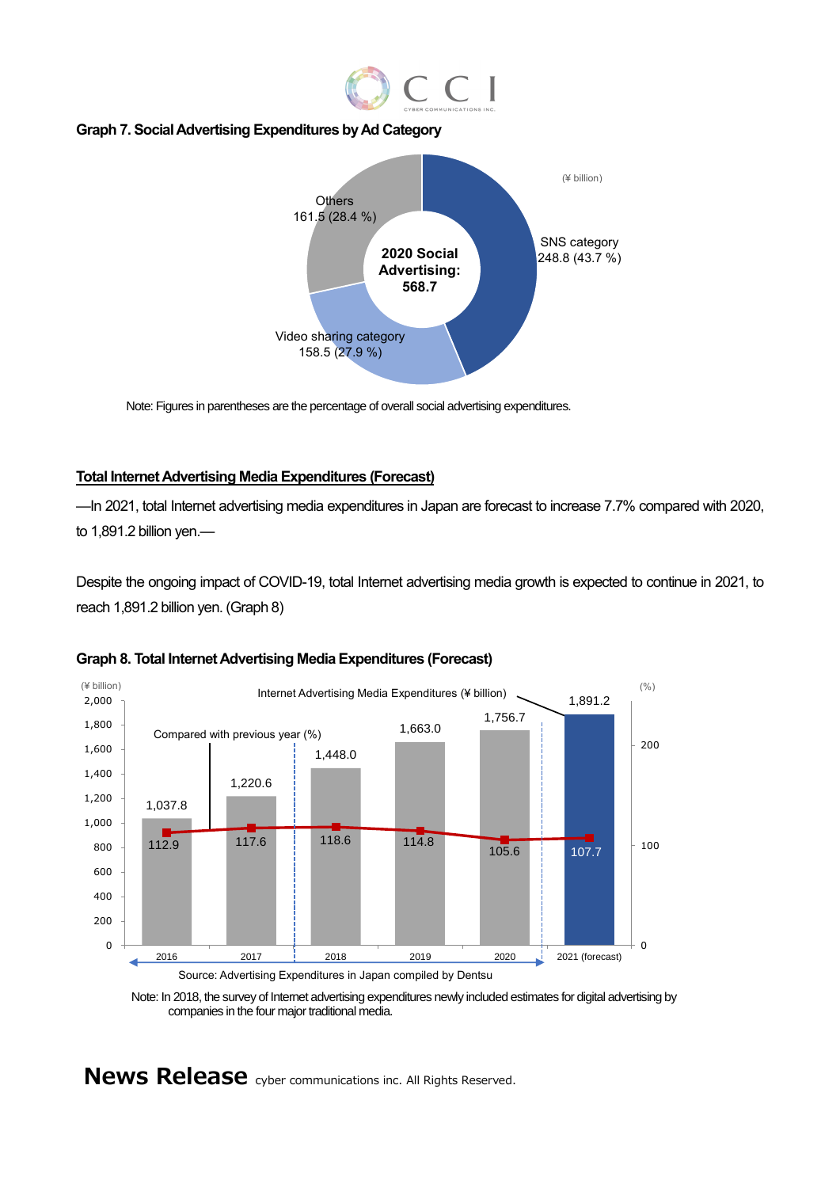### Graph 7. Social Advertising Expenditures by Ad Category

(¥ billion)

2020 Social Advertising: 568.7

| Category | ¥ billion | % |
|---|---|---|
| SNS category | 248.8 | 43.7 % |
| Video sharing category | 158.5 | 27.9 % |
| Others | 161.5 | 28.4 % |

Note: Figures in parentheses are the percentage of overall social advertising expenditures.

## Total Internet Advertising Media Expenditures (Forecast)

—In 2021, total Internet advertising media expenditures in Japan are forecast to increase 7.7% compared with 2020, to 1,891.2 billion yen.—

Despite the ongoing impact of COVID-19, total Internet advertising media growth is expected to continue in 2021, to reach 1,891.2 billion yen. (Graph 8)

### Graph 8. Total Internet Advertising Media Expenditures (Forecast)

| Year | Internet Advertising Media Expenditures (¥ billion) | Compared with previous year (%) |
|---|---|---|
| 2016 | 1,037.8 | 112.9 |
| 2017 | 1,220.6 | 117.6 |
| 2018 | 1,448.0 | 118.6 |
| 2019 | 1,663.0 | 114.8 |
| 2020 | 1,756.7 | 105.6 |
| 2021 (forecast) | 1,891.2 | 107.7 |

Source: Advertising Expenditures in Japan compiled by Dentsu

Note: In 2018, the survey of Internet advertising expenditures newly included estimates for digital advertising by companies in the four major traditional media.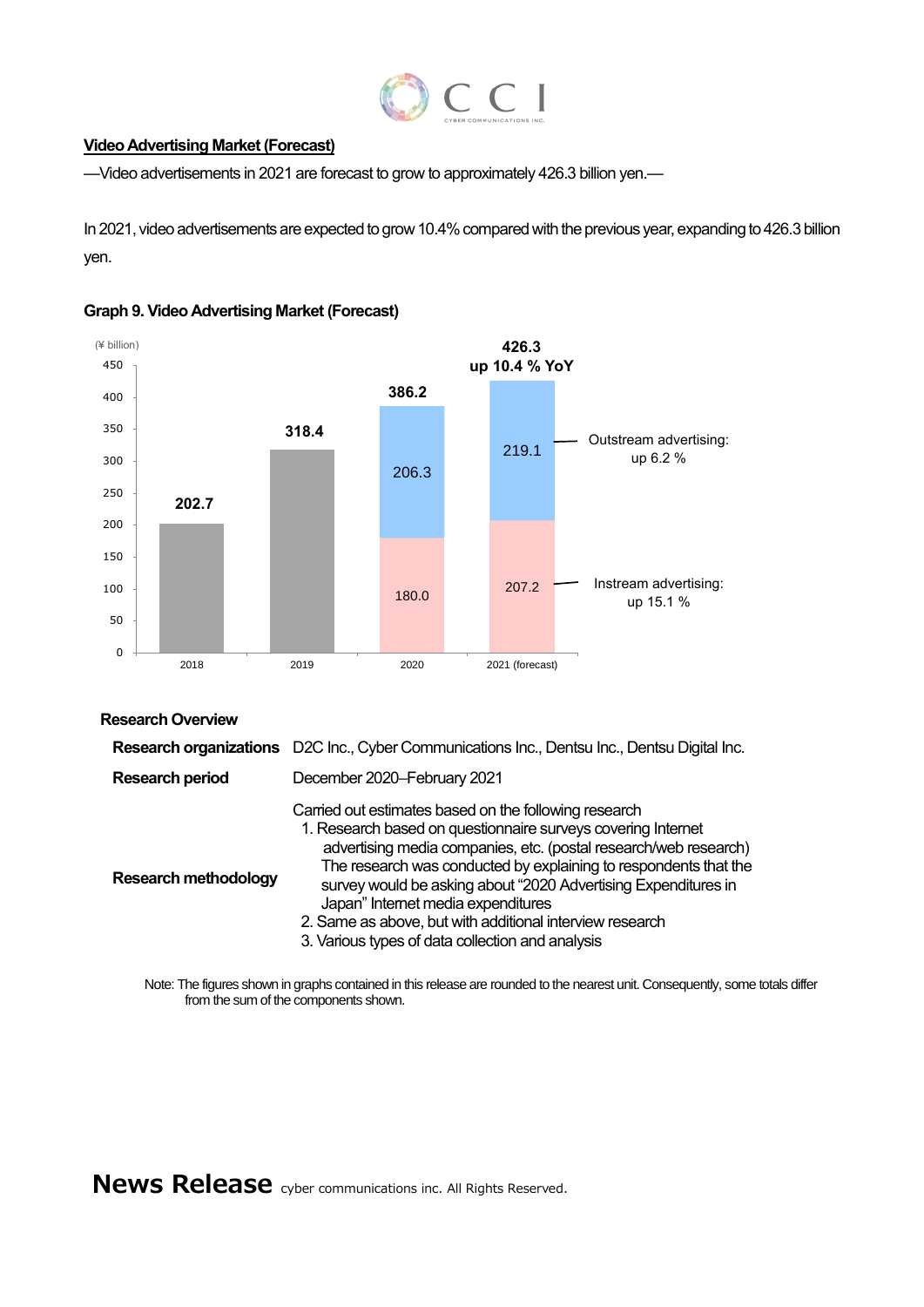## Video Advertising Market (Forecast)

—Video advertisements in 2021 are forecast to grow to approximately 426.3 billion yen.—

In 2021, video advertisements are expected to grow 10.4% compared with the previous year, expanding to 426.3 billion yen.

### Graph 9. Video Advertising Market (Forecast)

(¥ billion)

| Year | Instream advertising | Outstream advertising | Total |
|---|---|---|---|
| 2018 | | | 202.7 |
| 2019 | | | 318.4 |
| 2020 | 180.0 | 206.3 | 386.2 |
| 2021 (forecast) | 207.2 | 219.1 | 426.3 (up 10.4 % YoY) |

Outstream advertising: up 6.2 %

Instream advertising: up 15.1 %

### Research Overview

| | |
|---|---|
| **Research organizations** | D2C Inc., Cyber Communications Inc., Dentsu Inc., Dentsu Digital Inc. |
| **Research period** | December 2020–February 2021 |
| **Research methodology** | Carried out estimates based on the following research<br>1. Research based on questionnaire surveys covering Internet advertising media companies, etc. (postal research/web research) The research was conducted by explaining to respondents that the survey would be asking about "2020 Advertising Expenditures in Japan" Internet media expenditures<br>2. Same as above, but with additional interview research<br>3. Various types of data collection and analysis |

Note: The figures shown in graphs contained in this release are rounded to the nearest unit. Consequently, some totals differ from the sum of the components shown.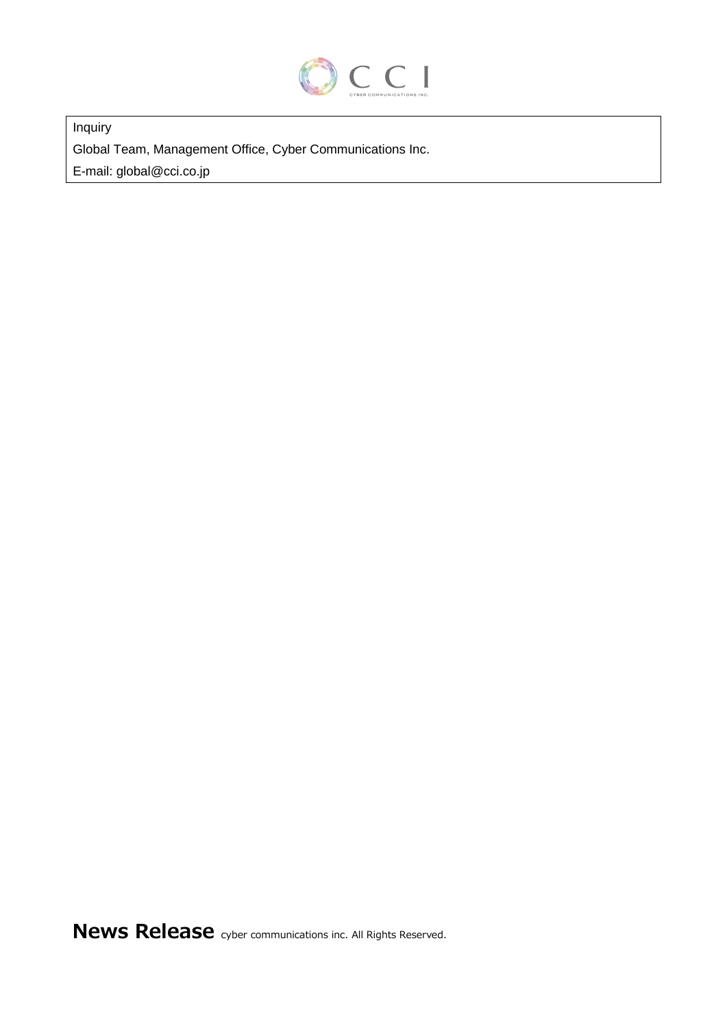Inquiry

Global Team, Management Office, Cyber Communications Inc.

E-mail: global@cci.co.jp